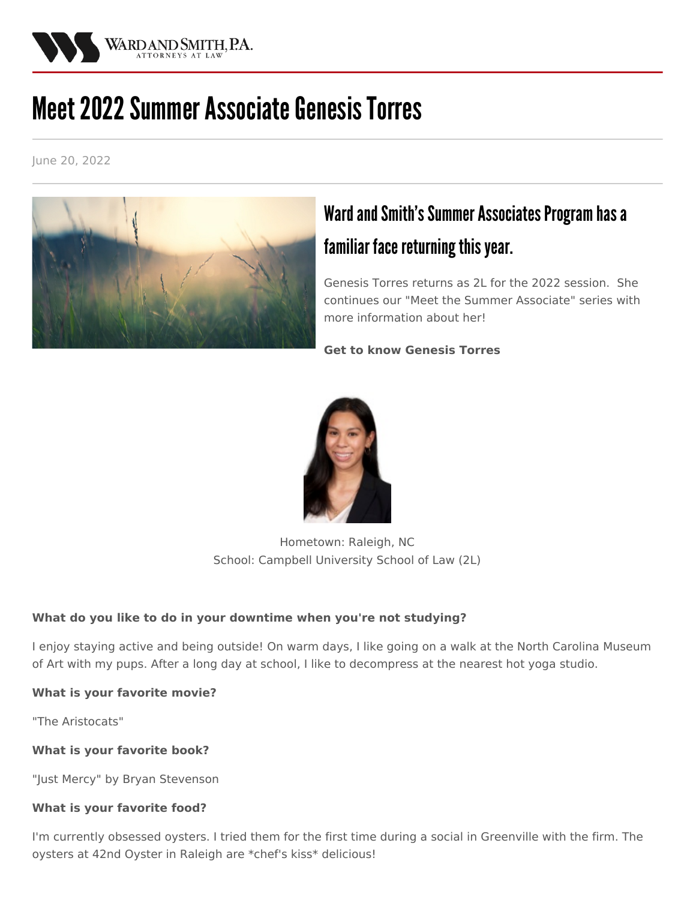# Meet 2022 Summer Associate Genesis Torres

June 20, 2022

## Ward and Smith's Summer Associates Program has a familiar face returning this year.

Genesis Torres returns as 2L for the 2022 session. She continues our "Meet the Summer Associate" series with more information about her!

**Get to know Genesis Torres**

Hometown: Raleigh, NC
School: Campbell University School of Law (2L)

**What do you like to do in your downtime when you're not studying?**

I enjoy staying active and being outside! On warm days, I like going on a walk at the North Carolina Museum of Art with my pups. After a long day at school, I like to decompress at the nearest hot yoga studio.

**What is your favorite movie?**

"The Aristocats"

**What is your favorite book?**

"Just Mercy" by Bryan Stevenson

**What is your favorite food?**

I'm currently obsessed oysters. I tried them for the first time during a social in Greenville with the firm. The oysters at 42nd Oyster in Raleigh are *chef's kiss* delicious!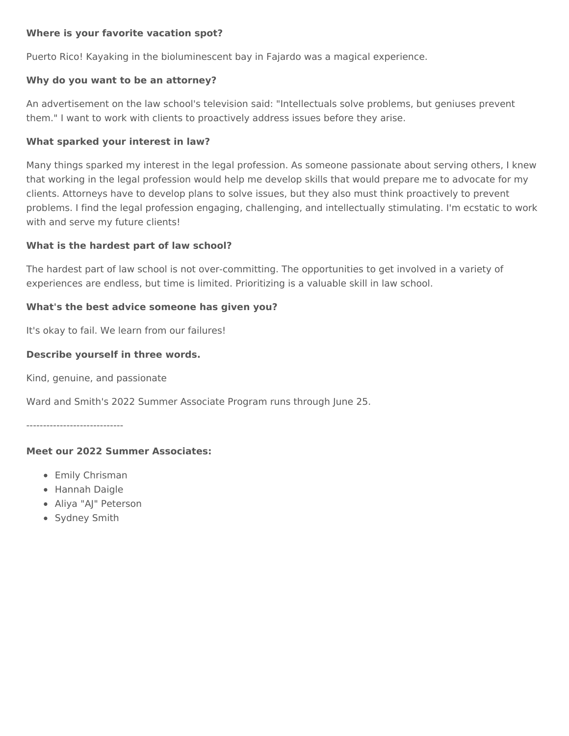**Where is your favorite vacation spot?**

Puerto Rico! Kayaking in the bioluminescent bay in Fajardo was a magical experience.

**Why do you want to be an attorney?**

An advertisement on the law school's television said: "Intellectuals solve problems, but geniuses prevent them." I want to work with clients to proactively address issues before they arise.

**What sparked your interest in law?**

Many things sparked my interest in the legal profession. As someone passionate about serving others, I knew that working in the legal profession would help me develop skills that would prepare me to advocate for my clients. Attorneys have to develop plans to solve issues, but they also must think proactively to prevent problems. I find the legal profession engaging, challenging, and intellectually stimulating. I'm ecstatic to work with and serve my future clients!

**What is the hardest part of law school?**

The hardest part of law school is not over-committing. The opportunities to get involved in a variety of experiences are endless, but time is limited. Prioritizing is a valuable skill in law school.

**What's the best advice someone has given you?**

It's okay to fail. We learn from our failures!

**Describe yourself in three words.**

Kind, genuine, and passionate

Ward and Smith's 2022 Summer Associate Program runs through June 25.

-----------------------------

**Meet our 2022 Summer Associates:**

- Emily Chrisman
- Hannah Daigle
- Aliya "AJ" Peterson
- Sydney Smith